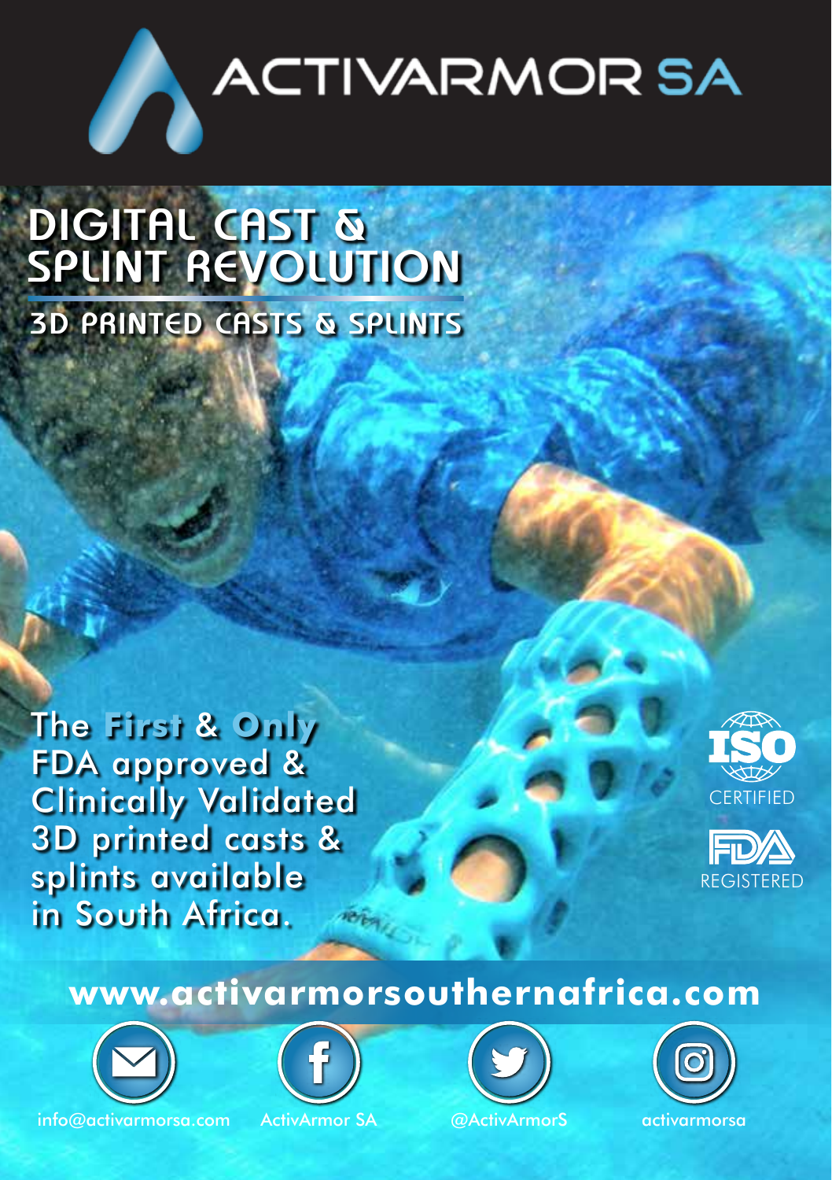# ACTIVARMOR SA

## DIGITAL CAST & SPLINT REVOLUTION

### 3D PRINTED CASTS & SPLINTS

The **First** & **Only** FDA approved & Clinically Validated 3D printed casts & splints available in South Africa.

ISO CERTIFIED

FDA REGISTERED

**www.activarmorsouthernafrica.com**

info@activarmorsa.com

ActivArmor SA

@ActivArmorS

activarmorsa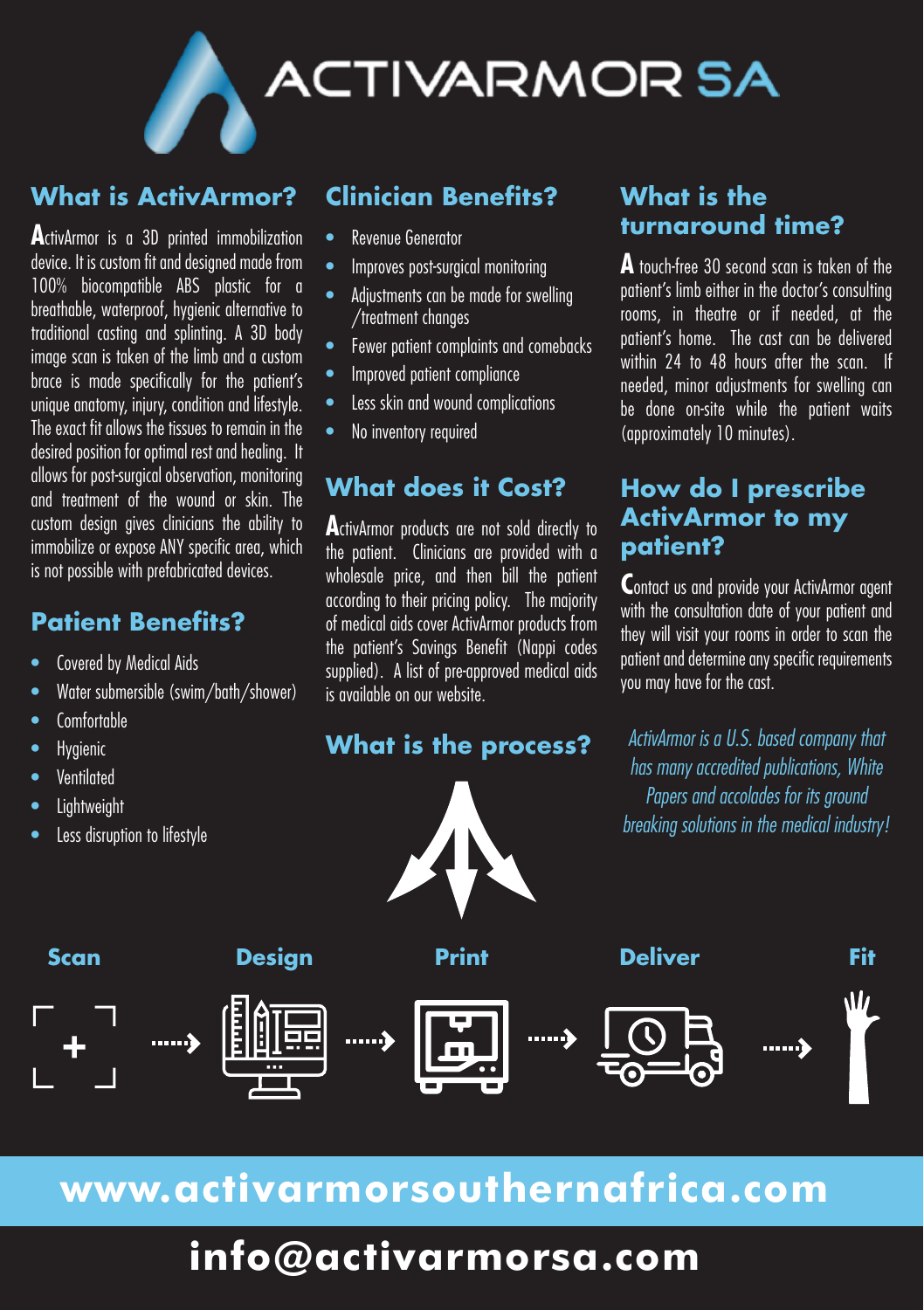# ACTIVARMOR SA

## What is ActivArmor?

ActivArmor is a 3D printed immobilization device. It is custom fit and designed made from 100% biocompatible ABS plastic for a breathable, waterproof, hygienic alternative to traditional casting and splinting. A 3D body image scan is taken of the limb and a custom brace is made specifically for the patient's unique anatomy, injury, condition and lifestyle. The exact fit allows the tissues to remain in the desired position for optimal rest and healing. It allows for post-surgical observation, monitoring and treatment of the wound or skin. The custom design gives clinicians the ability to immobilize or expose ANY specific area, which is not possible with prefabricated devices.

## Patient Benefits?

- Covered by Medical Aids
- Water submersible (swim/bath/shower)
- Comfortable
- Hygienic
- Ventilated
- Lightweight
- Less disruption to lifestyle

## Clinician Benefits?

- Revenue Generator
- Improves post-surgical monitoring
- Adjustments can be made for swelling /treatment changes
- Fewer patient complaints and comebacks
- Improved patient compliance
- Less skin and wound complications
- No inventory required

## What does it Cost?

ActivArmor products are not sold directly to the patient. Clinicians are provided with a wholesale price, and then bill the patient according to their pricing policy. The majority of medical aids cover ActivArmor products from the patient's Savings Benefit (Nappi codes supplied). A list of pre-approved medical aids is available on our website.

## What is the process?

Scan → Design → Print → Deliver → Fit

## What is the turnaround time?

A touch-free 30 second scan is taken of the patient's limb either in the doctor's consulting rooms, in theatre or if needed, at the patient's home. The cast can be delivered within 24 to 48 hours after the scan. If needed, minor adjustments for swelling can be done on-site while the patient waits (approximately 10 minutes).

## How do I prescribe ActivArmor to my patient?

Contact us and provide your ActivArmor agent with the consultation date of your patient and they will visit your rooms in order to scan the patient and determine any specific requirements you may have for the cast.

*ActivArmor is a U.S. based company that has many accredited publications, White Papers and accolades for its ground breaking solutions in the medical industry!*

**www.activarmorsouthernafrica.com**

**info@activarmorsa.com**